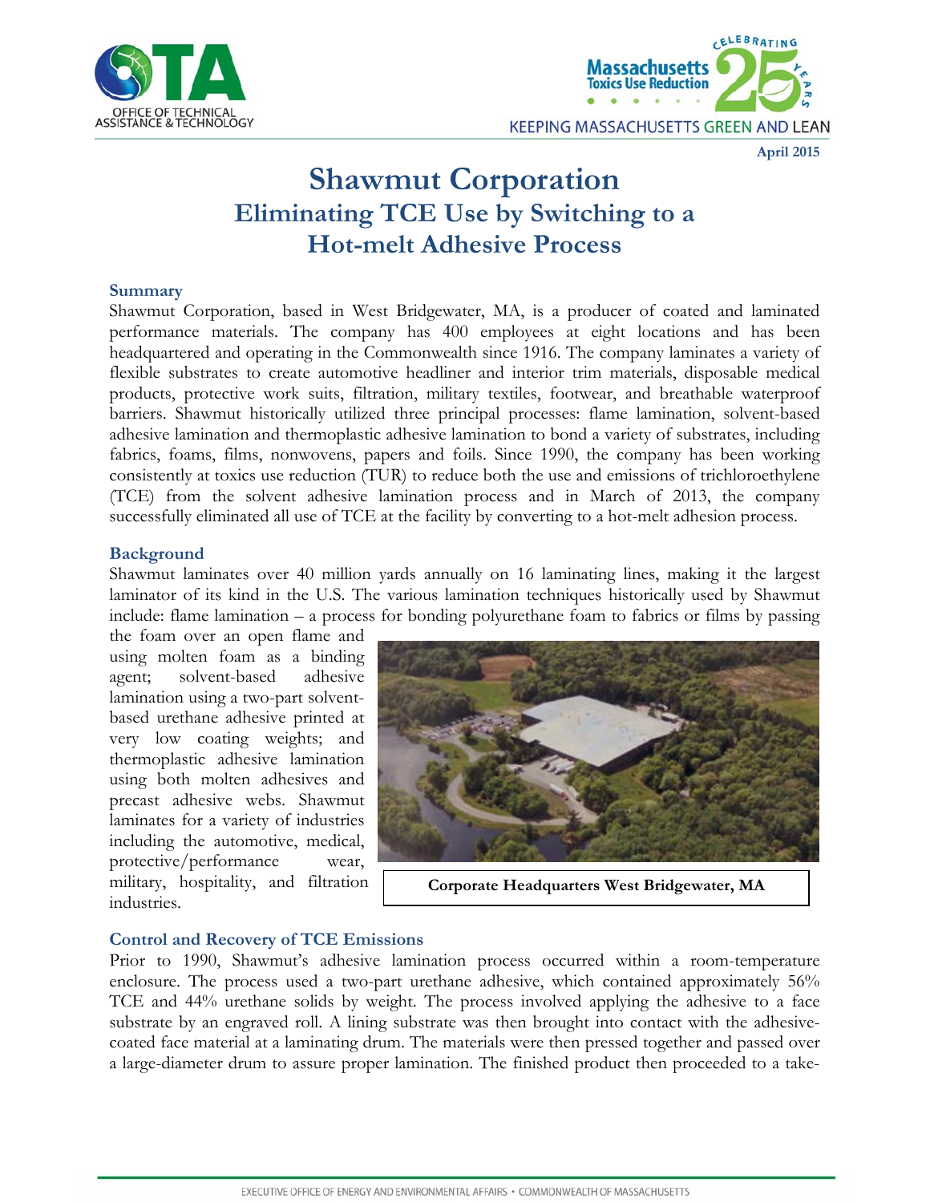April 2015

# Shawmut Corporation
## Eliminating TCE Use by Switching to a Hot-melt Adhesive Process

### Summary

Shawmut Corporation, based in West Bridgewater, MA, is a producer of coated and laminated performance materials. The company has 400 employees at eight locations and has been headquartered and operating in the Commonwealth since 1916. The company laminates a variety of flexible substrates to create automotive headliner and interior trim materials, disposable medical products, protective work suits, filtration, military textiles, footwear, and breathable waterproof barriers. Shawmut historically utilized three principal processes: flame lamination, solvent-based adhesive lamination and thermoplastic adhesive lamination to bond a variety of substrates, including fabrics, foams, films, nonwovens, papers and foils. Since 1990, the company has been working consistently at toxics use reduction (TUR) to reduce both the use and emissions of trichloroethylene (TCE) from the solvent adhesive lamination process and in March of 2013, the company successfully eliminated all use of TCE at the facility by converting to a hot-melt adhesion process.

### Background

Shawmut laminates over 40 million yards annually on 16 laminating lines, making it the largest laminator of its kind in the U.S. The various lamination techniques historically used by Shawmut include: flame lamination – a process for bonding polyurethane foam to fabrics or films by passing the foam over an open flame and using molten foam as a binding agent; solvent-based adhesive lamination using a two-part solvent-based urethane adhesive printed at very low coating weights; and thermoplastic adhesive lamination using both molten adhesives and precast adhesive webs. Shawmut laminates for a variety of industries including the automotive, medical, protective/performance wear, military, hospitality, and filtration industries.

**Corporate Headquarters West Bridgewater, MA**

### Control and Recovery of TCE Emissions

Prior to 1990, Shawmut's adhesive lamination process occurred within a room-temperature enclosure. The process used a two-part urethane adhesive, which contained approximately 56% TCE and 44% urethane solids by weight. The process involved applying the adhesive to a face substrate by an engraved roll. A lining substrate was then brought into contact with the adhesive-coated face material at a laminating drum. The materials were then pressed together and passed over a large-diameter drum to assure proper lamination. The finished product then proceeded to a take-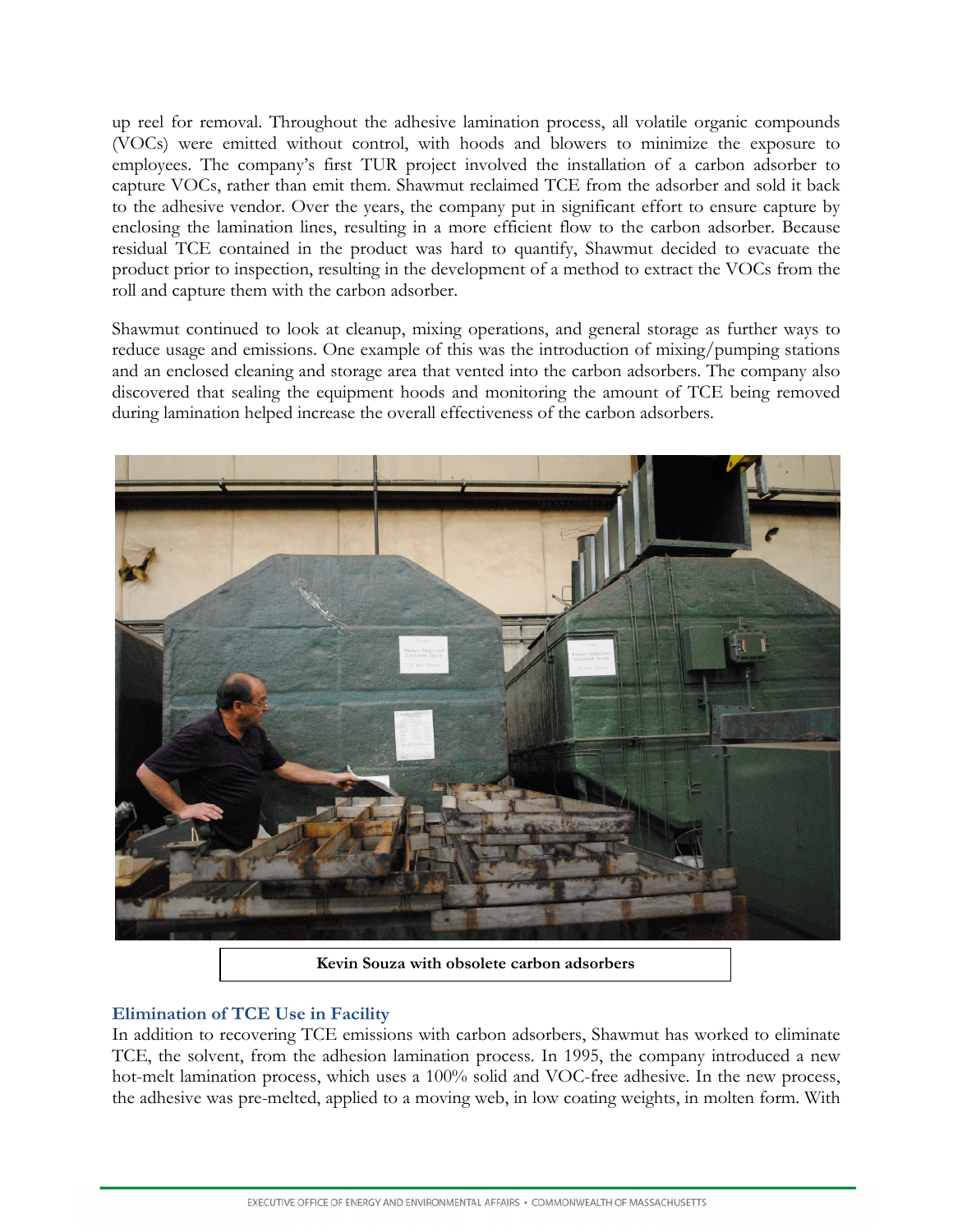up reel for removal. Throughout the adhesive lamination process, all volatile organic compounds (VOCs) were emitted without control, with hoods and blowers to minimize the exposure to employees. The company's first TUR project involved the installation of a carbon adsorber to capture VOCs, rather than emit them. Shawmut reclaimed TCE from the adsorber and sold it back to the adhesive vendor. Over the years, the company put in significant effort to ensure capture by enclosing the lamination lines, resulting in a more efficient flow to the carbon adsorber. Because residual TCE contained in the product was hard to quantify, Shawmut decided to evacuate the product prior to inspection, resulting in the development of a method to extract the VOCs from the roll and capture them with the carbon adsorber.

Shawmut continued to look at cleanup, mixing operations, and general storage as further ways to reduce usage and emissions. One example of this was the introduction of mixing/pumping stations and an enclosed cleaning and storage area that vented into the carbon adsorbers. The company also discovered that sealing the equipment hoods and monitoring the amount of TCE being removed during lamination helped increase the overall effectiveness of the carbon adsorbers.

**Kevin Souza with obsolete carbon adsorbers**

### Elimination of TCE Use in Facility

In addition to recovering TCE emissions with carbon adsorbers, Shawmut has worked to eliminate TCE, the solvent, from the adhesion lamination process. In 1995, the company introduced a new hot-melt lamination process, which uses a 100% solid and VOC-free adhesive. In the new process, the adhesive was pre-melted, applied to a moving web, in low coating weights, in molten form. With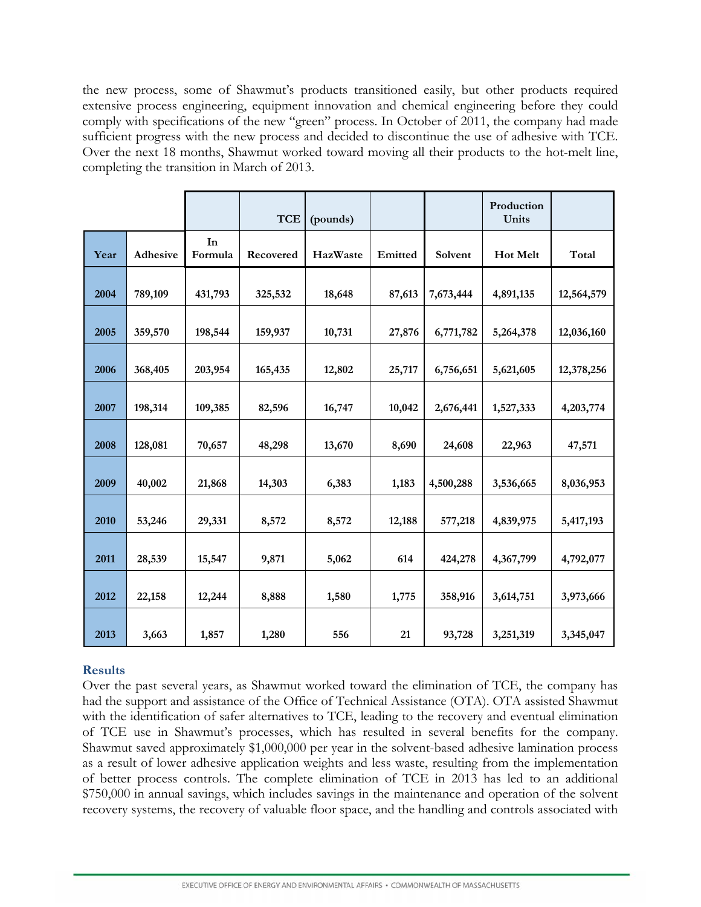the new process, some of Shawmut's products transitioned easily, but other products required extensive process engineering, equipment innovation and chemical engineering before they could comply with specifications of the new "green" process. In October of 2011, the company had made sufficient progress with the new process and decided to discontinue the use of adhesive with TCE. Over the next 18 months, Shawmut worked toward moving all their products to the hot-melt line, completing the transition in March of 2013.

| | | | TCE | (pounds) | | | Production Units | |
|---|---|---|---|---|---|---|---|---|
| **Year** | **Adhesive** | **In Formula** | **Recovered** | **HazWaste** | **Emitted** | **Solvent** | **Hot Melt** | **Total** |
| **2004** | 789,109 | 431,793 | 325,532 | 18,648 | 87,613 | 7,673,444 | 4,891,135 | 12,564,579 |
| **2005** | 359,570 | 198,544 | 159,937 | 10,731 | 27,876 | 6,771,782 | 5,264,378 | 12,036,160 |
| **2006** | 368,405 | 203,954 | 165,435 | 12,802 | 25,717 | 6,756,651 | 5,621,605 | 12,378,256 |
| **2007** | 198,314 | 109,385 | 82,596 | 16,747 | 10,042 | 2,676,441 | 1,527,333 | 4,203,774 |
| **2008** | 128,081 | 70,657 | 48,298 | 13,670 | 8,690 | 24,608 | 22,963 | 47,571 |
| **2009** | 40,002 | 21,868 | 14,303 | 6,383 | 1,183 | 4,500,288 | 3,536,665 | 8,036,953 |
| **2010** | 53,246 | 29,331 | 8,572 | 8,572 | 12,188 | 577,218 | 4,839,975 | 5,417,193 |
| **2011** | 28,539 | 15,547 | 9,871 | 5,062 | 614 | 424,278 | 4,367,799 | 4,792,077 |
| **2012** | 22,158 | 12,244 | 8,888 | 1,580 | 1,775 | 358,916 | 3,614,751 | 3,973,666 |
| **2013** | 3,663 | 1,857 | 1,280 | 556 | 21 | 93,728 | 3,251,319 | 3,345,047 |

### Results

Over the past several years, as Shawmut worked toward the elimination of TCE, the company has had the support and assistance of the Office of Technical Assistance (OTA). OTA assisted Shawmut with the identification of safer alternatives to TCE, leading to the recovery and eventual elimination of TCE use in Shawmut's processes, which has resulted in several benefits for the company. Shawmut saved approximately $1,000,000 per year in the solvent-based adhesive lamination process as a result of lower adhesive application weights and less waste, resulting from the implementation of better process controls. The complete elimination of TCE in 2013 has led to an additional $750,000 in annual savings, which includes savings in the maintenance and operation of the solvent recovery systems, the recovery of valuable floor space, and the handling and controls associated with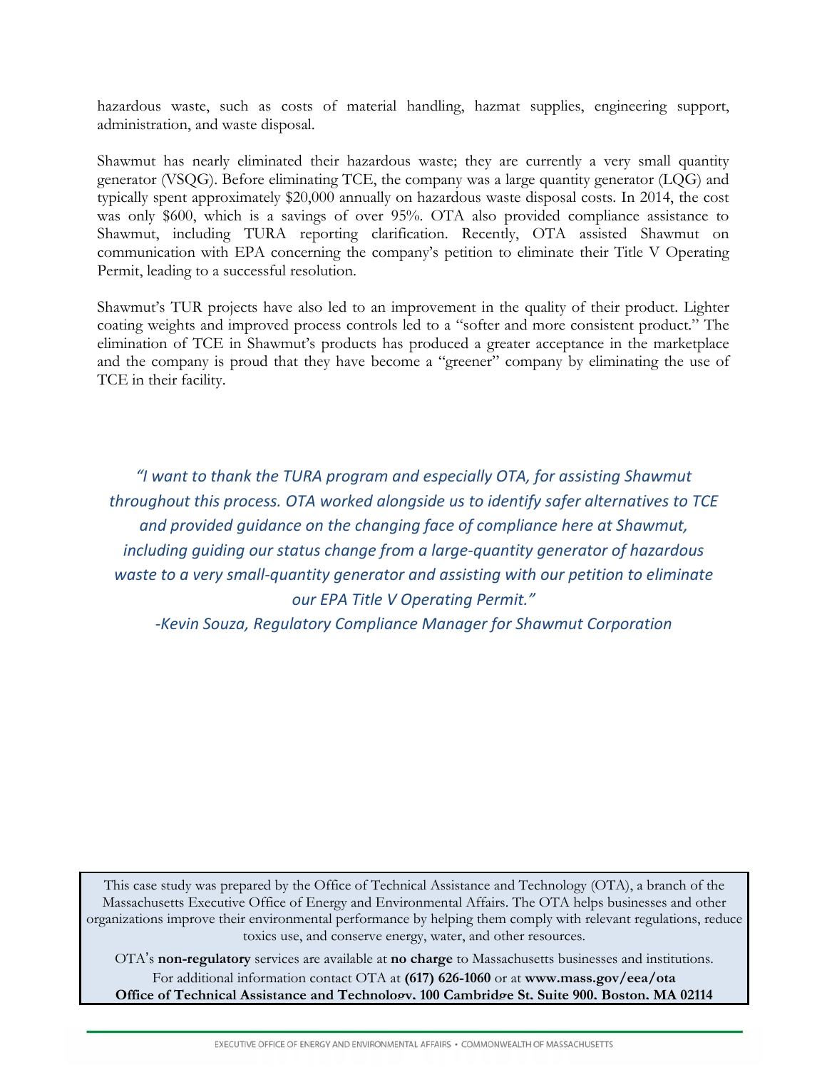hazardous waste, such as costs of material handling, hazmat supplies, engineering support, administration, and waste disposal.

Shawmut has nearly eliminated their hazardous waste; they are currently a very small quantity generator (VSQG). Before eliminating TCE, the company was a large quantity generator (LQG) and typically spent approximately $20,000 annually on hazardous waste disposal costs. In 2014, the cost was only $600, which is a savings of over 95%. OTA also provided compliance assistance to Shawmut, including TURA reporting clarification. Recently, OTA assisted Shawmut on communication with EPA concerning the company's petition to eliminate their Title V Operating Permit, leading to a successful resolution.

Shawmut's TUR projects have also led to an improvement in the quality of their product. Lighter coating weights and improved process controls led to a "softer and more consistent product." The elimination of TCE in Shawmut's products has produced a greater acceptance in the marketplace and the company is proud that they have become a "greener" company by eliminating the use of TCE in their facility.

> *"I want to thank the TURA program and especially OTA, for assisting Shawmut throughout this process. OTA worked alongside us to identify safer alternatives to TCE and provided guidance on the changing face of compliance here at Shawmut, including guiding our status change from a large-quantity generator of hazardous waste to a very small-quantity generator and assisting with our petition to eliminate our EPA Title V Operating Permit."*
>
> *-Kevin Souza, Regulatory Compliance Manager for Shawmut Corporation*

This case study was prepared by the Office of Technical Assistance and Technology (OTA), a branch of the Massachusetts Executive Office of Energy and Environmental Affairs. The OTA helps businesses and other organizations improve their environmental performance by helping them comply with relevant regulations, reduce toxics use, and conserve energy, water, and other resources.

OTA's **non-regulatory** services are available at **no charge** to Massachusetts businesses and institutions. For additional information contact OTA at **(617) 626-1060** or at **www.mass.gov/eea/ota**
**Office of Technical Assistance and Technology, 100 Cambridge St. Suite 900, Boston, MA 02114**